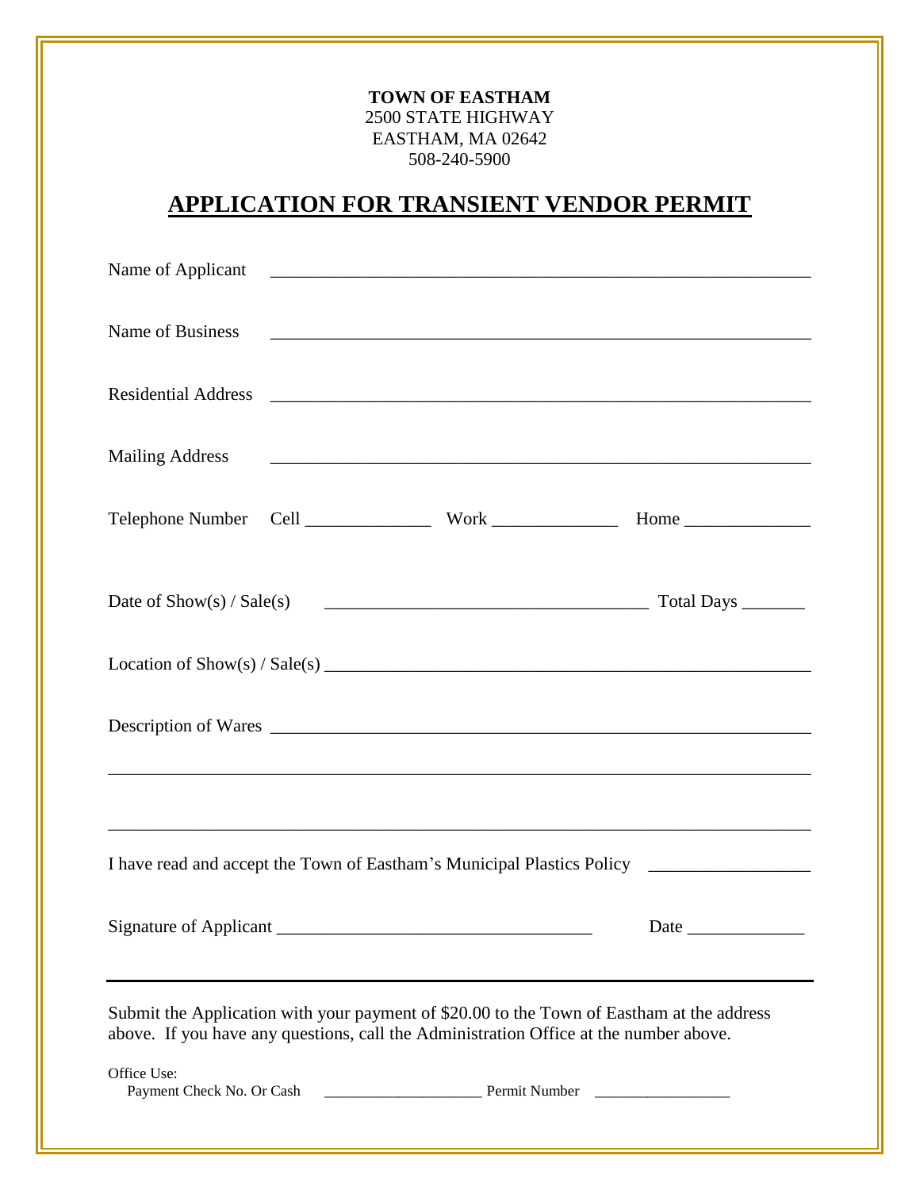**TOWN OF EASTHAM**
2500 STATE HIGHWAY
EASTHAM, MA 02642
508-240-5900

# APPLICATION FOR TRANSIENT VENDOR PERMIT

Name of Applicant ____________________________________________________________

Name of Business ____________________________________________________________

Residential Address ____________________________________________________________

Mailing Address ____________________________________________________________

Telephone Number Cell ______________ Work ______________ Home ______________

Date of Show(s) / Sale(s) ____________________________________ Total Days _______

Location of Show(s) / Sale(s) ____________________________________________________

Description of Wares ________________________________________________________

______________________________________________________________________________

______________________________________________________________________________

I have read and accept the Town of Eastham's Municipal Plastics Policy _________________

Signature of Applicant ___________________________________ Date _____________

---

Submit the Application with your payment of $20.00 to the Town of Eastham at the address above. If you have any questions, call the Administration Office at the number above.

Office Use:
Payment Check No. Or Cash ____________________ Permit Number __________________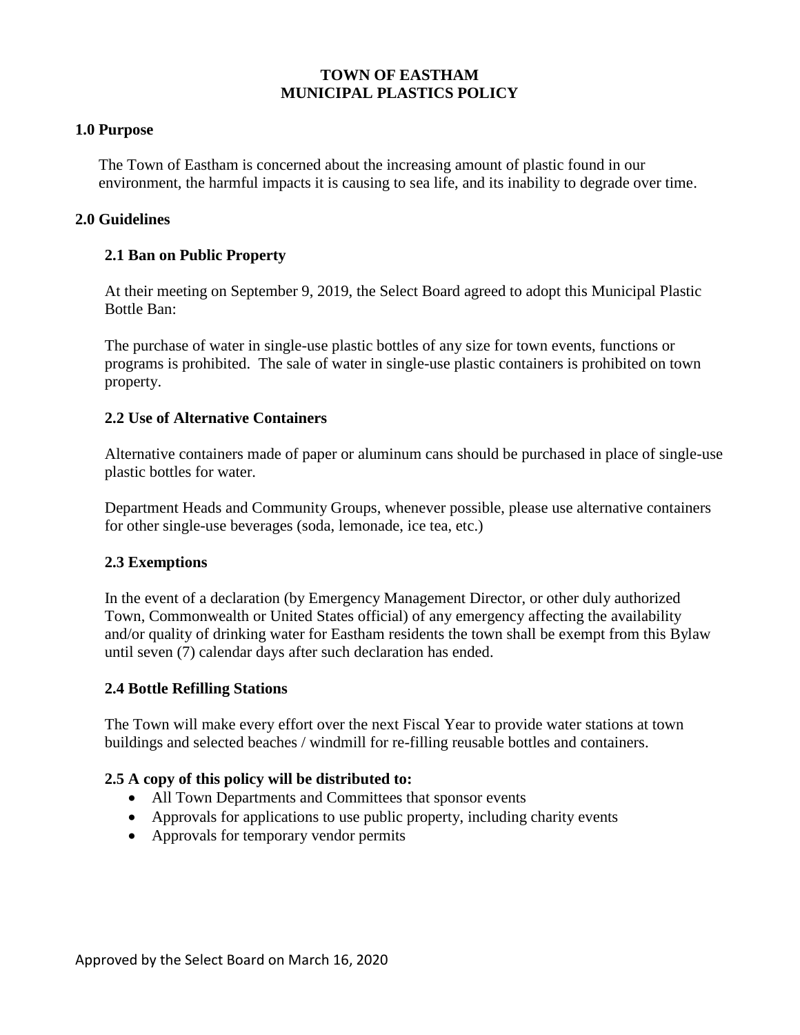# TOWN OF EASTHAM
# MUNICIPAL PLASTICS POLICY

## 1.0 Purpose

The Town of Eastham is concerned about the increasing amount of plastic found in our environment, the harmful impacts it is causing to sea life, and its inability to degrade over time.

## 2.0 Guidelines

### 2.1 Ban on Public Property

At their meeting on September 9, 2019, the Select Board agreed to adopt this Municipal Plastic Bottle Ban:

The purchase of water in single-use plastic bottles of any size for town events, functions or programs is prohibited. The sale of water in single-use plastic containers is prohibited on town property.

### 2.2 Use of Alternative Containers

Alternative containers made of paper or aluminum cans should be purchased in place of single-use plastic bottles for water.

Department Heads and Community Groups, whenever possible, please use alternative containers for other single-use beverages (soda, lemonade, ice tea, etc.)

### 2.3 Exemptions

In the event of a declaration (by Emergency Management Director, or other duly authorized Town, Commonwealth or United States official) of any emergency affecting the availability and/or quality of drinking water for Eastham residents the town shall be exempt from this Bylaw until seven (7) calendar days after such declaration has ended.

### 2.4 Bottle Refilling Stations

The Town will make every effort over the next Fiscal Year to provide water stations at town buildings and selected beaches / windmill for re-filling reusable bottles and containers.

### 2.5 A copy of this policy will be distributed to:

- All Town Departments and Committees that sponsor events
- Approvals for applications to use public property, including charity events
- Approvals for temporary vendor permits

Approved by the Select Board on March 16, 2020